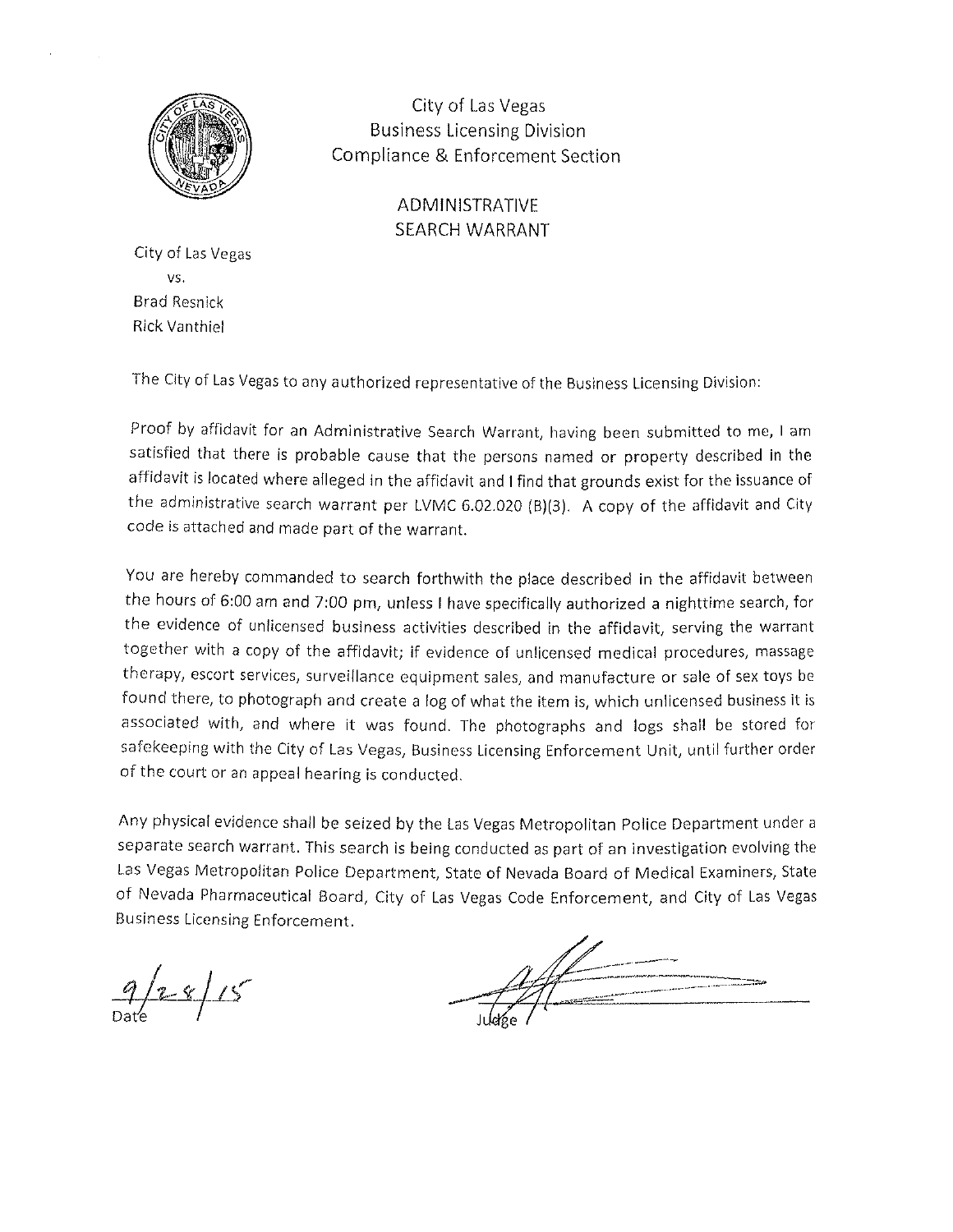City of Las Vegas
Business Licensing Division
Compliance & Enforcement Section

# ADMINISTRATIVE SEARCH WARRANT

City of Las Vegas
vs.
Brad Resnick
Rick Vanthiel

The City of Las Vegas to any authorized representative of the Business Licensing Division:

Proof by affidavit for an Administrative Search Warrant, having been submitted to me, I am satisfied that there is probable cause that the persons named or property described in the affidavit is located where alleged in the affidavit and I find that grounds exist for the issuance of the administrative search warrant per LVMC 6.02.020 (B)(3). A copy of the affidavit and City code is attached and made part of the warrant.

You are hereby commanded to search forthwith the place described in the affidavit between the hours of 6:00 am and 7:00 pm, unless I have specifically authorized a nighttime search, for the evidence of unlicensed business activities described in the affidavit, serving the warrant together with a copy of the affidavit; if evidence of unlicensed medical procedures, massage therapy, escort services, surveillance equipment sales, and manufacture or sale of sex toys be found there, to photograph and create a log of what the item is, which unlicensed business it is associated with, and where it was found. The photographs and logs shall be stored for safekeeping with the City of Las Vegas, Business Licensing Enforcement Unit, until further order of the court or an appeal hearing is conducted.

Any physical evidence shall be seized by the Las Vegas Metropolitan Police Department under a separate search warrant. This search is being conducted as part of an investigation evolving the Las Vegas Metropolitan Police Department, State of Nevada Board of Medical Examiners, State of Nevada Pharmaceutical Board, City of Las Vegas Code Enforcement, and City of Las Vegas Business Licensing Enforcement.

9/28/15
Date

Judge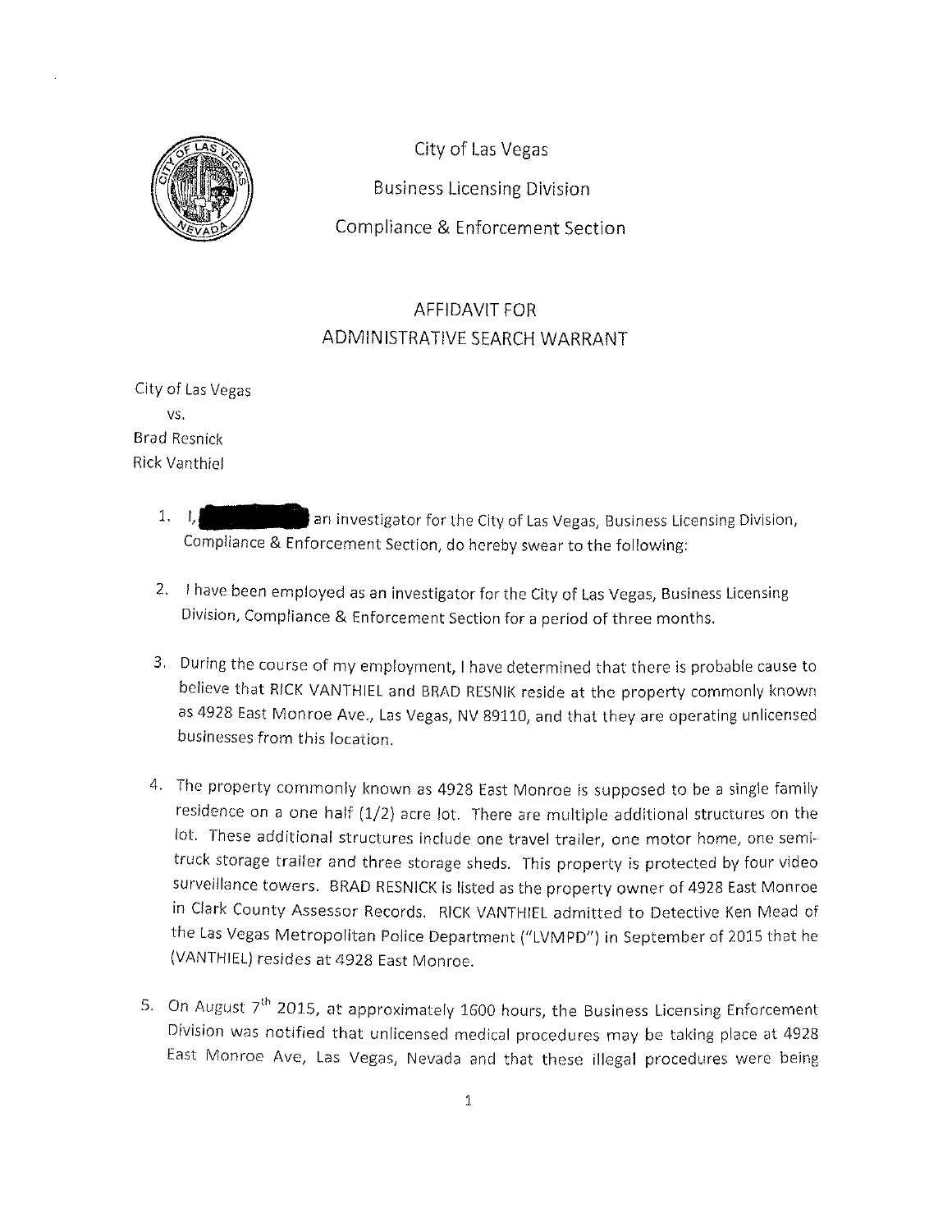City of Las Vegas

Business Licensing Division

Compliance & Enforcement Section

# AFFIDAVIT FOR ADMINISTRATIVE SEARCH WARRANT

City of Las Vegas

vs.

Brad Resnick

Rick Vanthiel

1. I, [REDACTED] an investigator for the City of Las Vegas, Business Licensing Division, Compliance & Enforcement Section, do hereby swear to the following:

2. I have been employed as an investigator for the City of Las Vegas, Business Licensing Division, Compliance & Enforcement Section for a period of three months.

3. During the course of my employment, I have determined that there is probable cause to believe that RICK VANTHIEL and BRAD RESNIK reside at the property commonly known as 4928 East Monroe Ave., Las Vegas, NV 89110, and that they are operating unlicensed businesses from this location.

4. The property commonly known as 4928 East Monroe is supposed to be a single family residence on a one half (1/2) acre lot. There are multiple additional structures on the lot. These additional structures include one travel trailer, one motor home, one semi-truck storage trailer and three storage sheds. This property is protected by four video surveillance towers. BRAD RESNICK is listed as the property owner of 4928 East Monroe in Clark County Assessor Records. RICK VANTHIEL admitted to Detective Ken Mead of the Las Vegas Metropolitan Police Department ("LVMPD") in September of 2015 that he (VANTHIEL) resides at 4928 East Monroe.

5. On August 7th 2015, at approximately 1600 hours, the Business Licensing Enforcement Division was notified that unlicensed medical procedures may be taking place at 4928 East Monroe Ave, Las Vegas, Nevada and that these illegal procedures were being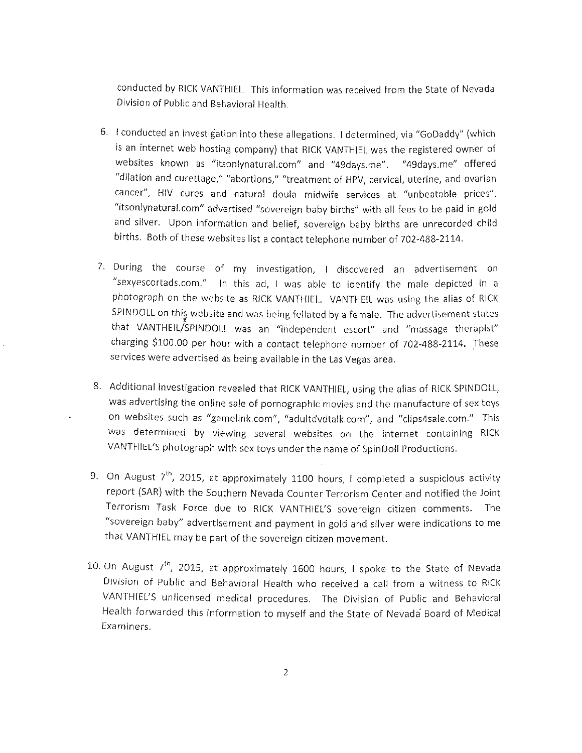conducted by RICK VANTHIEL. This information was received from the State of Nevada Division of Public and Behavioral Health.

6. I conducted an investigation into these allegations. I determined, via "GoDaddy" (which is an internet web hosting company) that RICK VANTHIEL was the registered owner of websites known as "itsonlynatural.com" and "49days.me". "49days.me" offered "dilation and curettage," "abortions," "treatment of HPV, cervical, uterine, and ovarian cancer", HIV cures and natural doula midwife services at "unbeatable prices". "itsonlynatural.com" advertised "sovereign baby births" with all fees to be paid in gold and silver. Upon information and belief, sovereign baby births are unrecorded child births. Both of these websites list a contact telephone number of 702-488-2114.

7. During the course of my investigation, I discovered an advertisement on "sexyescortads.com." In this ad, I was able to identify the male depicted in a photograph on the website as RICK VANTHIEL. VANTHEIL was using the alias of RICK SPINDOLL on this website and was being fellated by a female. The advertisement states that VANTHEIL/SPINDOLL was an "independent escort" and "massage therapist" charging $100.00 per hour with a contact telephone number of 702-488-2114. These services were advertised as being available in the Las Vegas area.

8. Additional investigation revealed that RICK VANTHIEL, using the alias of RICK SPINDOLL, was advertising the online sale of pornographic movies and the manufacture of sex toys on websites such as "gamelink.com", "adultdvdtalk.com", and "clips4sale.com." This was determined by viewing several websites on the internet containing RICK VANTHIEL'S photograph with sex toys under the name of SpinDoll Productions.

9. On August 7th, 2015, at approximately 1100 hours, I completed a suspicious activity report (SAR) with the Southern Nevada Counter Terrorism Center and notified the Joint Terrorism Task Force due to RICK VANTHIEL'S sovereign citizen comments. The "sovereign baby" advertisement and payment in gold and silver were indications to me that VANTHIEL may be part of the sovereign citizen movement.

10. On August 7th, 2015, at approximately 1600 hours, I spoke to the State of Nevada Division of Public and Behavioral Health who received a call from a witness to RICK VANTHIEL'S unlicensed medical procedures. The Division of Public and Behavioral Health forwarded this information to myself and the State of Nevada Board of Medical Examiners.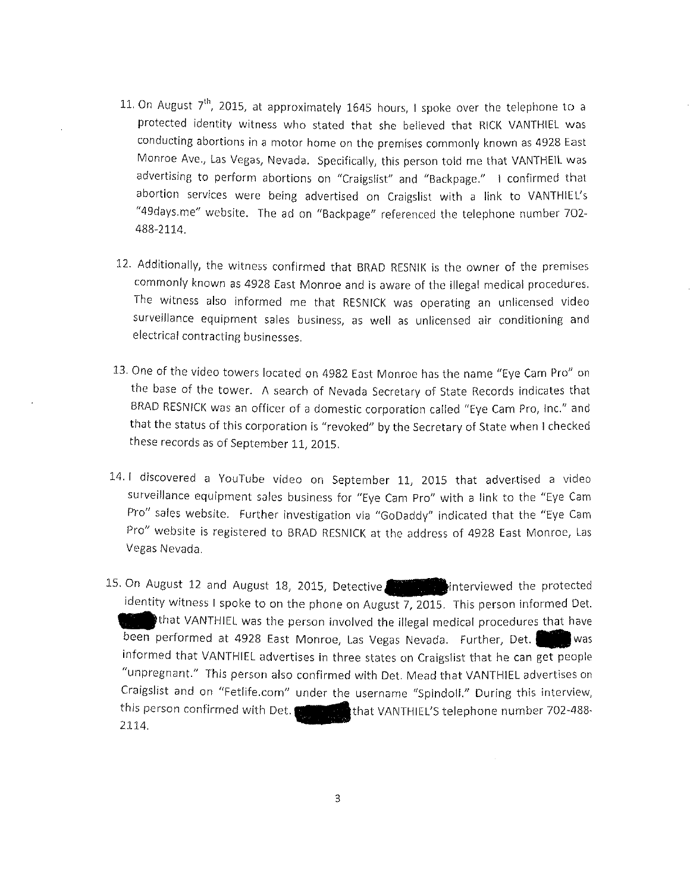11. On August 7th, 2015, at approximately 1645 hours, I spoke over the telephone to a protected identity witness who stated that she believed that RICK VANTHIEL was conducting abortions in a motor home on the premises commonly known as 4928 East Monroe Ave., Las Vegas, Nevada. Specifically, this person told me that VANTHEIL was advertising to perform abortions on "Craigslist" and "Backpage." I confirmed that abortion services were being advertised on Craigslist with a link to VANTHIEL's "49days.me" website. The ad on "Backpage" referenced the telephone number 702-488-2114.

12. Additionally, the witness confirmed that BRAD RESNIK is the owner of the premises commonly known as 4928 East Monroe and is aware of the illegal medical procedures. The witness also informed me that RESNICK was operating an unlicensed video surveillance equipment sales business, as well as unlicensed air conditioning and electrical contracting businesses.

13. One of the video towers located on 4982 East Monroe has the name "Eye Cam Pro" on the base of the tower. A search of Nevada Secretary of State Records indicates that BRAD RESNICK was an officer of a domestic corporation called "Eye Cam Pro, Inc." and that the status of this corporation is "revoked" by the Secretary of State when I checked these records as of September 11, 2015.

14. I discovered a YouTube video on September 11, 2015 that advertised a video surveillance equipment sales business for "Eye Cam Pro" with a link to the "Eye Cam Pro" sales website. Further investigation via "GoDaddy" indicated that the "Eye Cam Pro" website is registered to BRAD RESNICK at the address of 4928 East Monroe, Las Vegas Nevada.

15. On August 12 and August 18, 2015, Detective ██████ interviewed the protected identity witness I spoke to on the phone on August 7, 2015. This person informed Det. ████ that VANTHIEL was the person involved the illegal medical procedures that have been performed at 4928 East Monroe, Las Vegas Nevada. Further, Det. ████ was informed that VANTHIEL advertises in three states on Craigslist that he can get people "unpregnant." This person also confirmed with Det. Mead that VANTHIEL advertises on Craigslist and on "Fetlife.com" under the username "Spindoll." During this interview, this person confirmed with Det. ██████ that VANTHIEL'S telephone number 702-488-2114.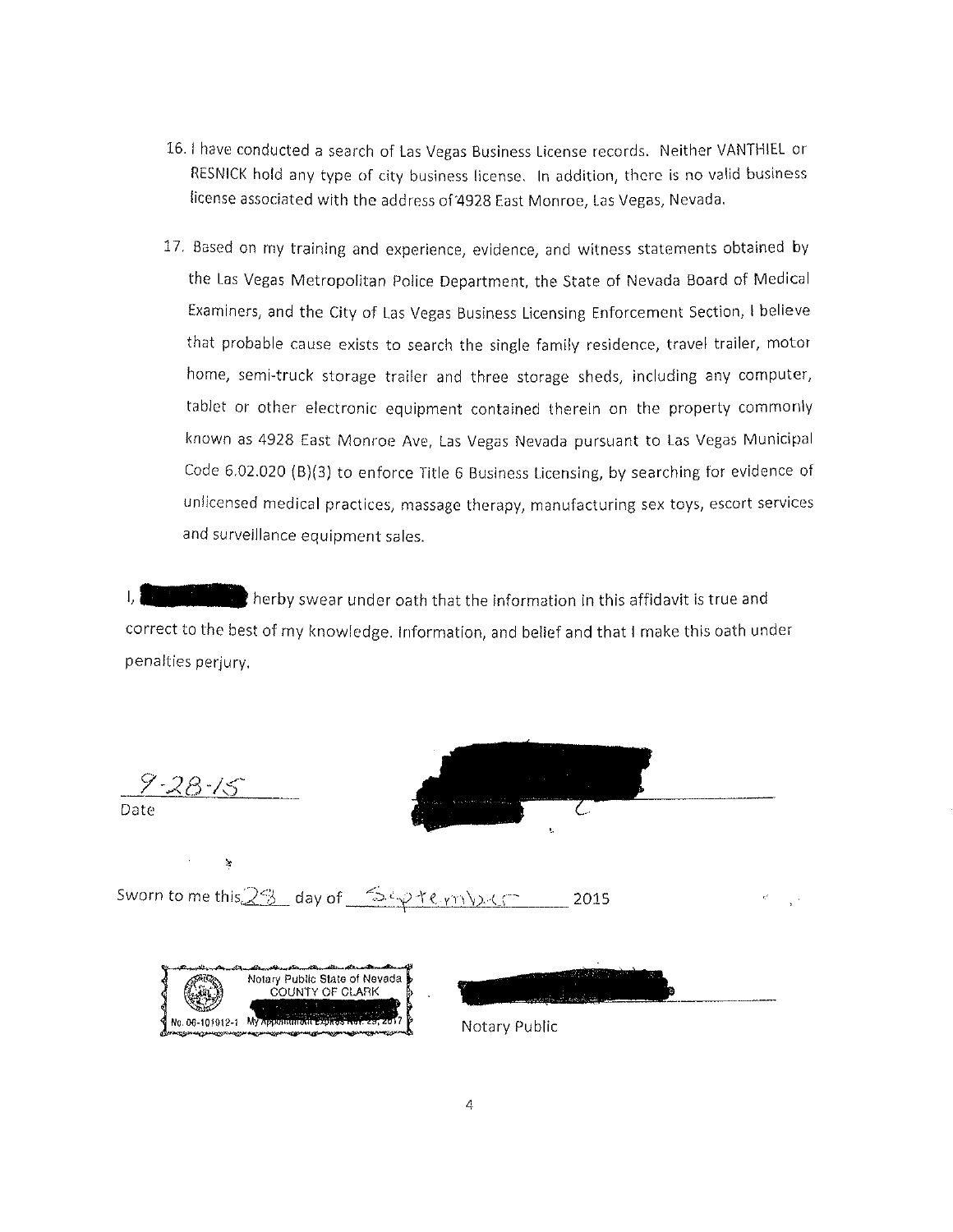16. I have conducted a search of Las Vegas Business License records. Neither VANTHIEL or RESNICK hold any type of city business license. In addition, there is no valid business license associated with the address of 4928 East Monroe, Las Vegas, Nevada.

17. Based on my training and experience, evidence, and witness statements obtained by the Las Vegas Metropolitan Police Department, the State of Nevada Board of Medical Examiners, and the City of Las Vegas Business Licensing Enforcement Section, I believe that probable cause exists to search the single family residence, travel trailer, motor home, semi-truck storage trailer and three storage sheds, including any computer, tablet or other electronic equipment contained therein on the property commonly known as 4928 East Monroe Ave, Las Vegas Nevada pursuant to Las Vegas Municipal Code 6.02.020 (B)(3) to enforce Title 6 Business Licensing, by searching for evidence of unlicensed medical practices, massage therapy, manufacturing sex toys, escort services and surveillance equipment sales.

I, [REDACTED] herby swear under oath that the information in this affidavit is true and correct to the best of my knowledge. Information, and belief and that I make this oath under penalties perjury.

9-28-15
Date

[REDACTED]

Sworn to me this 28 day of September 2015

Notary Public State of Nevada
COUNTY OF CLARK
No. 06-101012-1 My Appointment Expires [REDACTED]

[REDACTED]
Notary Public